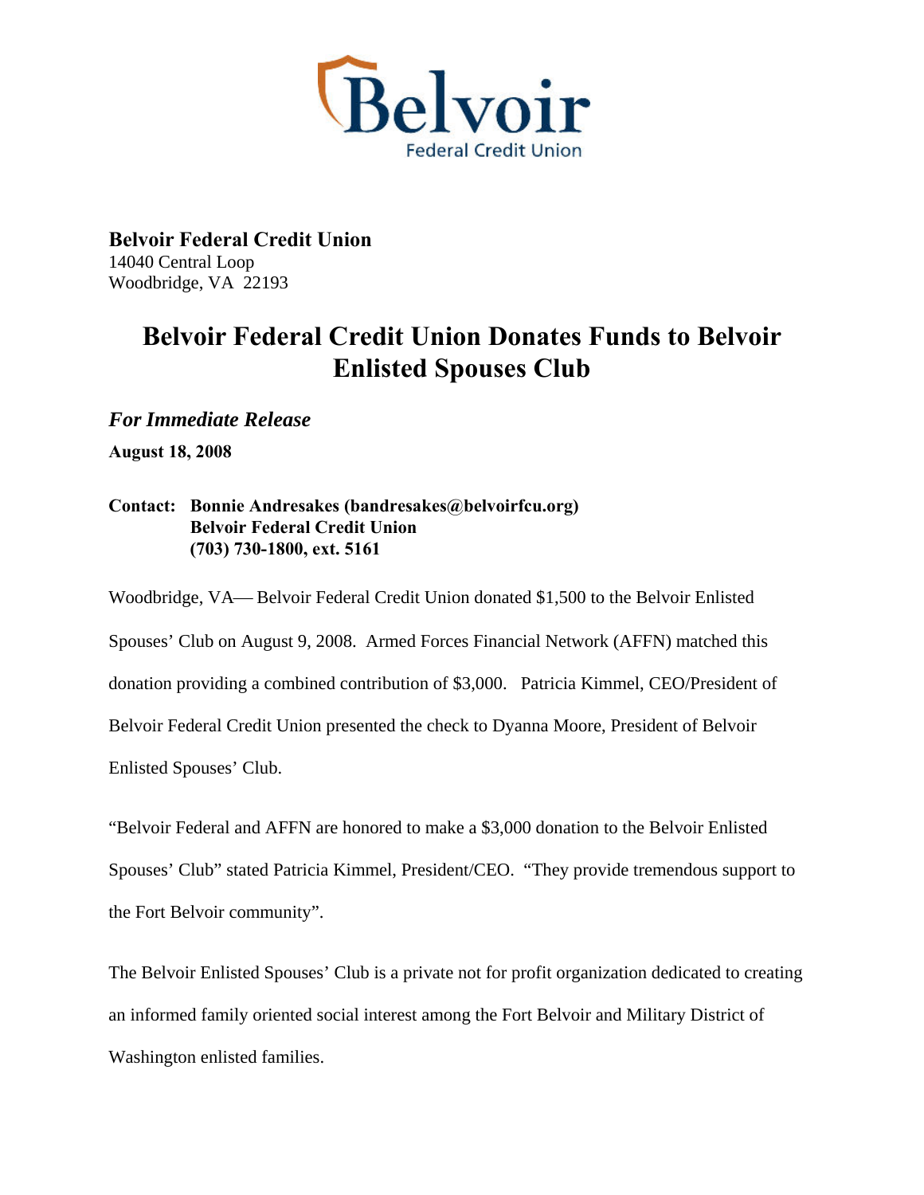Belvoir Federal Credit Union

**Belvoir Federal Credit Union**
14040 Central Loop
Woodbridge, VA 22193

# Belvoir Federal Credit Union Donates Funds to Belvoir Enlisted Spouses Club

***For Immediate Release***

**August 18, 2008**

**Contact: Bonnie Andresakes (bandresakes@belvoirfcu.org)**
**Belvoir Federal Credit Union**
**(703) 730-1800, ext. 5161**

Woodbridge, VA— Belvoir Federal Credit Union donated $1,500 to the Belvoir Enlisted Spouses' Club on August 9, 2008. Armed Forces Financial Network (AFFN) matched this donation providing a combined contribution of $3,000. Patricia Kimmel, CEO/President of Belvoir Federal Credit Union presented the check to Dyanna Moore, President of Belvoir Enlisted Spouses' Club.

"Belvoir Federal and AFFN are honored to make a $3,000 donation to the Belvoir Enlisted Spouses' Club" stated Patricia Kimmel, President/CEO. "They provide tremendous support to the Fort Belvoir community".

The Belvoir Enlisted Spouses' Club is a private not for profit organization dedicated to creating an informed family oriented social interest among the Fort Belvoir and Military District of Washington enlisted families.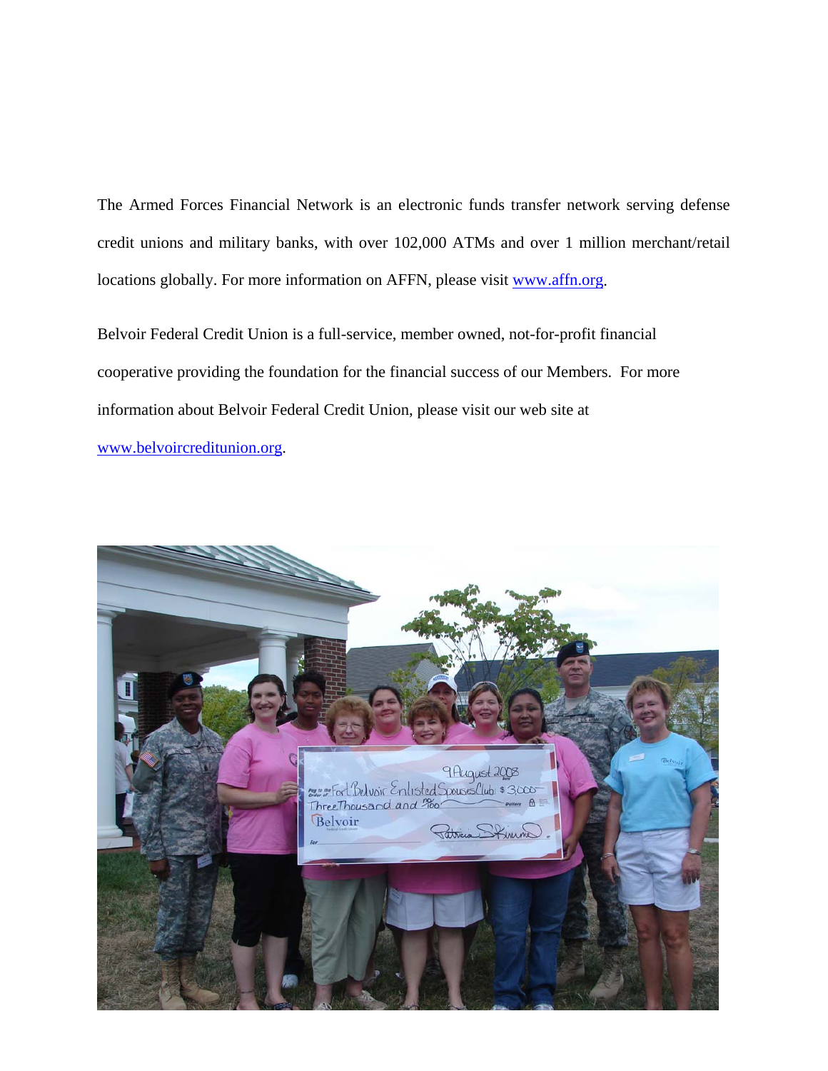The Armed Forces Financial Network is an electronic funds transfer network serving defense credit unions and military banks, with over 102,000 ATMs and over 1 million merchant/retail locations globally. For more information on AFFN, please visit [www.affn.org](http://www.affn.org).

Belvoir Federal Credit Union is a full-service, member owned, not-for-profit financial cooperative providing the foundation for the financial success of our Members. For more information about Belvoir Federal Credit Union, please visit our web site at [www.belvoircreditunion.org](http://www.belvoircreditunion.org).